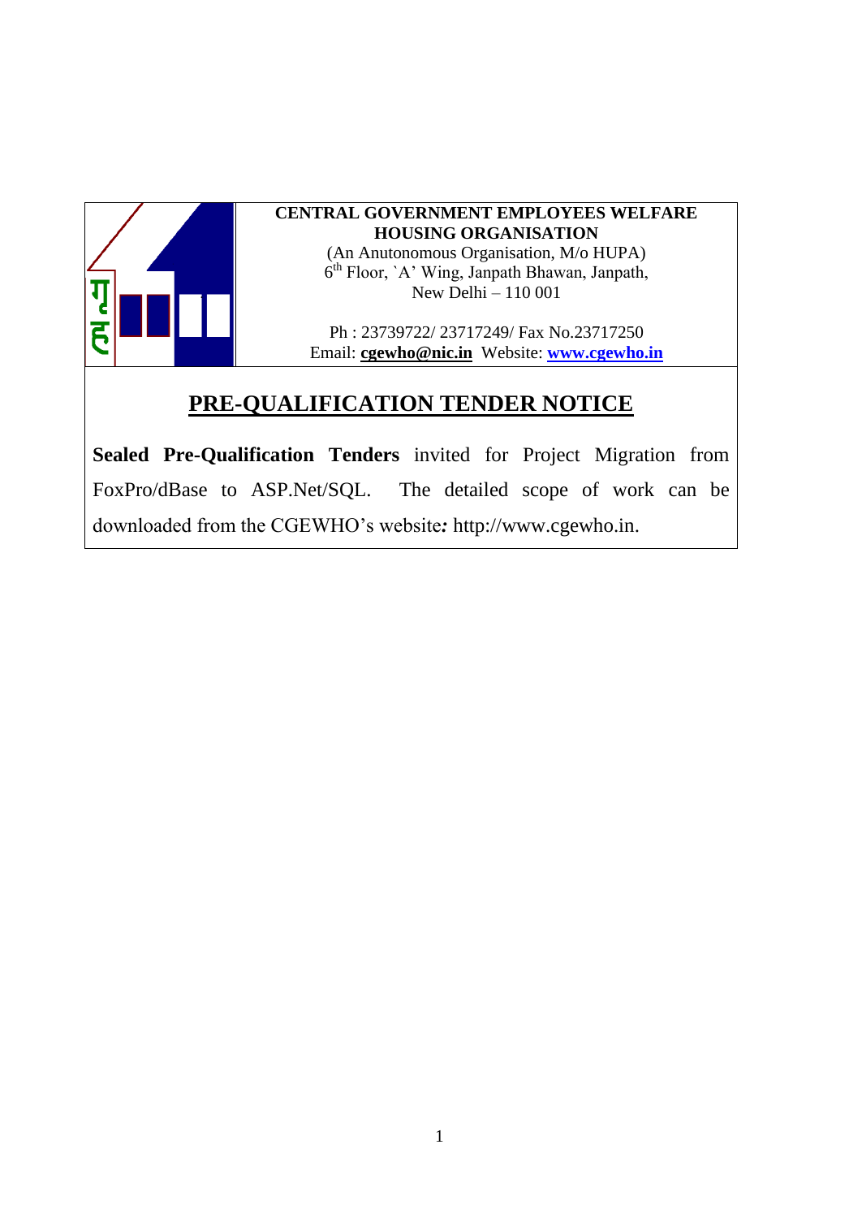**CENTRAL GOVERNMENT EMPLOYEES WELFARE HOUSING ORGANISATION**

(An Anutonomous Organisation, M/o HUPA)
6th Floor, `A' Wing, Janpath Bhawan, Janpath,
New Delhi – 110 001

Ph : 23739722/ 23717249/ Fax No.23717250
Email: **cgewho@nic.in** Website: **www.cgewho.in**

# PRE-QUALIFICATION TENDER NOTICE

**Sealed Pre-Qualification Tenders** invited for Project Migration from FoxPro/dBase to ASP.Net/SQL. The detailed scope of work can be downloaded from the CGEWHO's website***:*** http://www.cgewho.in.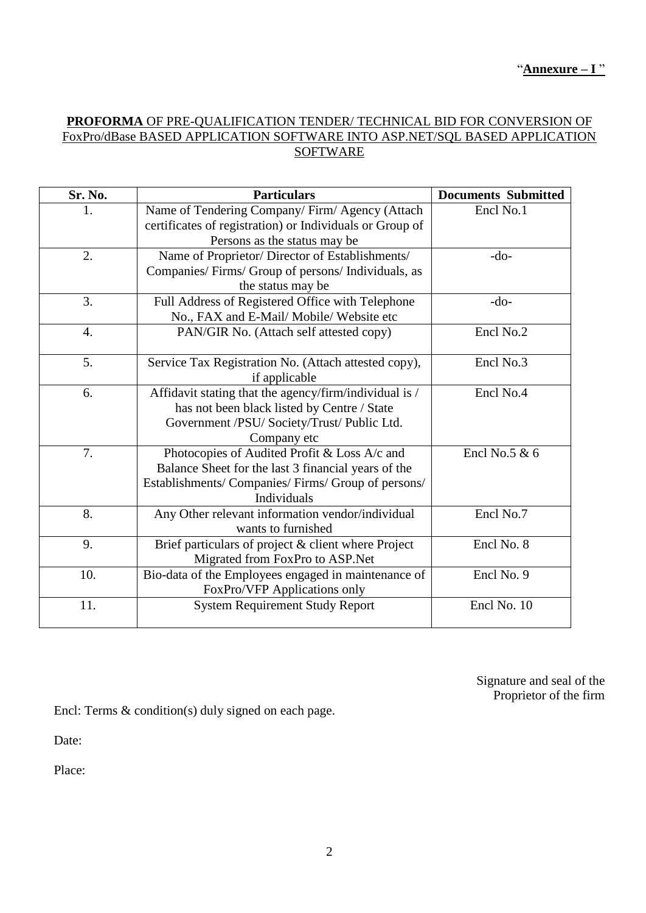"**Annexure – I** "

**PROFORMA** OF PRE-QUALIFICATION TENDER/ TECHNICAL BID FOR CONVERSION OF FoxPro/dBase BASED APPLICATION SOFTWARE INTO ASP.NET/SQL BASED APPLICATION SOFTWARE

| Sr. No. | Particulars | Documents Submitted |
|---|---|---|
| 1. | Name of Tendering Company/ Firm/ Agency (Attach certificates of registration) or Individuals or Group of Persons as the status may be | Encl No.1 |
| 2. | Name of Proprietor/ Director of Establishments/ Companies/ Firms/ Group of persons/ Individuals, as the status may be | -do- |
| 3. | Full Address of Registered Office with Telephone No., FAX and E-Mail/ Mobile/ Website etc | -do- |
| 4. | PAN/GIR No. (Attach self attested copy) | Encl No.2 |
| 5. | Service Tax Registration No. (Attach attested copy), if applicable | Encl No.3 |
| 6. | Affidavit stating that the agency/firm/individual is / has not been black listed by Centre / State Government /PSU/ Society/Trust/ Public Ltd. Company etc | Encl No.4 |
| 7. | Photocopies of Audited Profit & Loss A/c and Balance Sheet for the last 3 financial years of the Establishments/ Companies/ Firms/ Group of persons/ Individuals | Encl No.5 & 6 |
| 8. | Any Other relevant information vendor/individual wants to furnished | Encl No.7 |
| 9. | Brief particulars of project & client where Project Migrated from FoxPro to ASP.Net | Encl No. 8 |
| 10. | Bio-data of the Employees engaged in maintenance of FoxPro/VFP Applications only | Encl No. 9 |
| 11. | System Requirement Study Report | Encl No. 10 |

Signature and seal of the Proprietor of the firm

Encl: Terms & condition(s) duly signed on each page.

Date:

Place: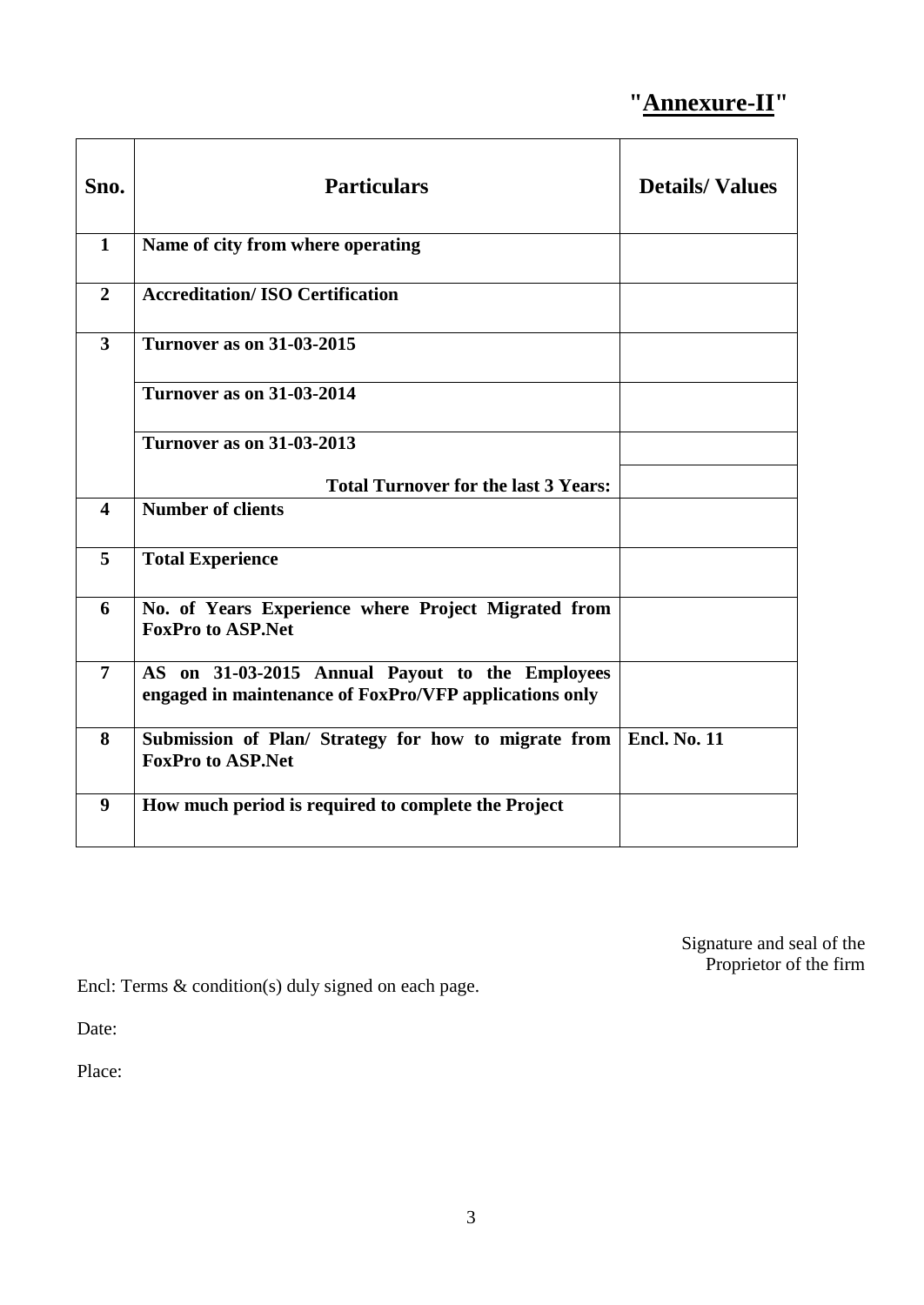**"Annexure-II"**

| Sno. | Particulars | Details/ Values |
|---|---|---|
| **1** | **Name of city from where operating** | |
| **2** | **Accreditation/ ISO Certification** | |
| **3** | **Turnover as on 31-03-2015** | |
| | **Turnover as on 31-03-2014** | |
| | **Turnover as on 31-03-2013** | |
| | **Total Turnover for the last 3 Years:** | |
| **4** | **Number of clients** | |
| **5** | **Total Experience** | |
| **6** | **No. of Years Experience where Project Migrated from FoxPro to ASP.Net** | |
| **7** | **AS on 31-03-2015 Annual Payout to the Employees engaged in maintenance of FoxPro/VFP applications only** | |
| **8** | **Submission of Plan/ Strategy for how to migrate from FoxPro to ASP.Net** | **Encl. No. 11** |
| **9** | **How much period is required to complete the Project** | |

Signature and seal of the Proprietor of the firm

Encl: Terms & condition(s) duly signed on each page.

Date:

Place: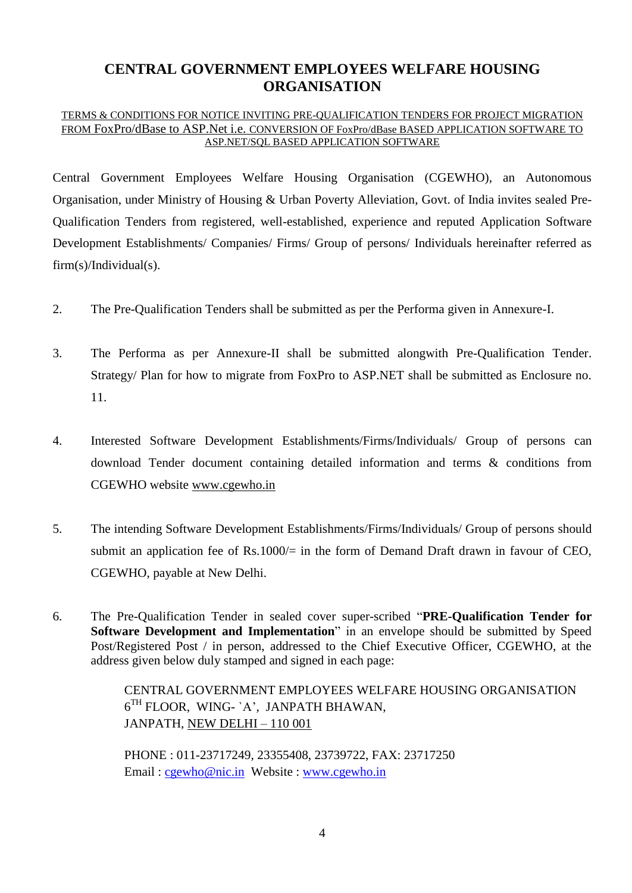# CENTRAL GOVERNMENT EMPLOYEES WELFARE HOUSING ORGANISATION

TERMS & CONDITIONS FOR NOTICE INVITING PRE-QUALIFICATION TENDERS FOR PROJECT MIGRATION FROM FoxPro/dBase to ASP.Net i.e. CONVERSION OF FoxPro/dBase BASED APPLICATION SOFTWARE TO ASP.NET/SQL BASED APPLICATION SOFTWARE

Central Government Employees Welfare Housing Organisation (CGEWHO), an Autonomous Organisation, under Ministry of Housing & Urban Poverty Alleviation, Govt. of India invites sealed Pre-Qualification Tenders from registered, well-established, experience and reputed Application Software Development Establishments/ Companies/ Firms/ Group of persons/ Individuals hereinafter referred as firm(s)/Individual(s).

2. The Pre-Qualification Tenders shall be submitted as per the Performa given in Annexure-I.

3. The Performa as per Annexure-II shall be submitted alongwith Pre-Qualification Tender. Strategy/ Plan for how to migrate from FoxPro to ASP.NET shall be submitted as Enclosure no. 11.

4. Interested Software Development Establishments/Firms/Individuals/ Group of persons can download Tender document containing detailed information and terms & conditions from CGEWHO website www.cgewho.in

5. The intending Software Development Establishments/Firms/Individuals/ Group of persons should submit an application fee of Rs.1000/= in the form of Demand Draft drawn in favour of CEO, CGEWHO, payable at New Delhi.

6. The Pre-Qualification Tender in sealed cover super-scribed "**PRE-Qualification Tender for Software Development and Implementation**" in an envelope should be submitted by Speed Post/Registered Post / in person, addressed to the Chief Executive Officer, CGEWHO, at the address given below duly stamped and signed in each page:

   CENTRAL GOVERNMENT EMPLOYEES WELFARE HOUSING ORGANISATION
   6TH FLOOR, WING- `A', JANPATH BHAWAN,
   JANPATH, NEW DELHI – 110 001

   PHONE : 011-23717249, 23355408, 23739722, FAX: 23717250
   Email : cgewho@nic.in Website : www.cgewho.in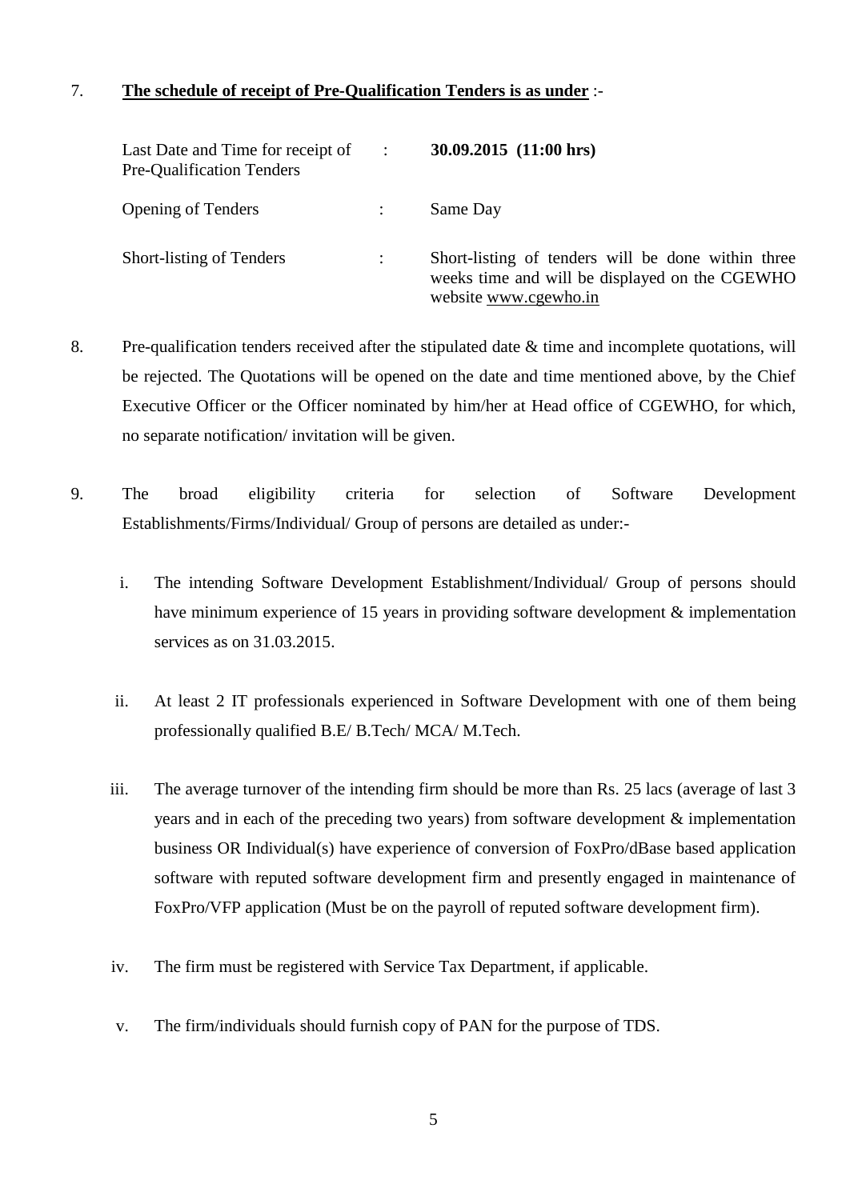7. **<u>The schedule of receipt of Pre-Qualification Tenders is as under</u>** :-

| | | |
|---|---|---|
| Last Date and Time for receipt of Pre-Qualification Tenders | : | **30.09.2015 (11:00 hrs)** |
| Opening of Tenders | : | Same Day |
| Short-listing of Tenders | : | Short-listing of tenders will be done within three weeks time and will be displayed on the CGEWHO website www.cgewho.in |

8. Pre-qualification tenders received after the stipulated date & time and incomplete quotations, will be rejected. The Quotations will be opened on the date and time mentioned above, by the Chief Executive Officer or the Officer nominated by him/her at Head office of CGEWHO, for which, no separate notification/ invitation will be given.

9. The broad eligibility criteria for selection of Software Development Establishments/Firms/Individual/ Group of persons are detailed as under:-

   i. The intending Software Development Establishment/Individual/ Group of persons should have minimum experience of 15 years in providing software development & implementation services as on 31.03.2015.

   ii. At least 2 IT professionals experienced in Software Development with one of them being professionally qualified B.E/ B.Tech/ MCA/ M.Tech.

   iii. The average turnover of the intending firm should be more than Rs. 25 lacs (average of last 3 years and in each of the preceding two years) from software development & implementation business OR Individual(s) have experience of conversion of FoxPro/dBase based application software with reputed software development firm and presently engaged in maintenance of FoxPro/VFP application (Must be on the payroll of reputed software development firm).

   iv. The firm must be registered with Service Tax Department, if applicable.

   v. The firm/individuals should furnish copy of PAN for the purpose of TDS.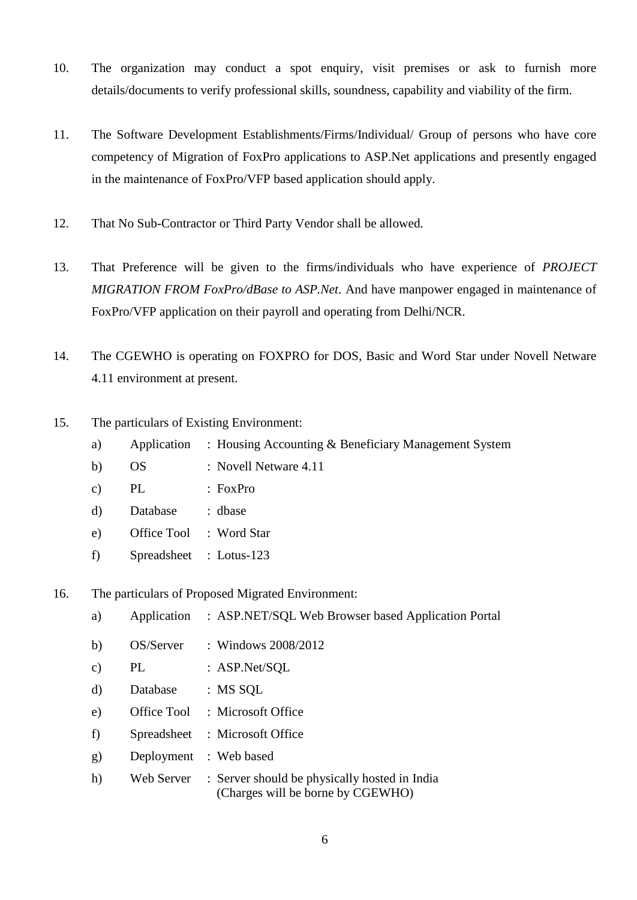10. The organization may conduct a spot enquiry, visit premises or ask to furnish more details/documents to verify professional skills, soundness, capability and viability of the firm.

11. The Software Development Establishments/Firms/Individual/ Group of persons who have core competency of Migration of FoxPro applications to ASP.Net applications and presently engaged in the maintenance of FoxPro/VFP based application should apply.

12. That No Sub-Contractor or Third Party Vendor shall be allowed.

13. That Preference will be given to the firms/individuals who have experience of *PROJECT MIGRATION FROM FoxPro/dBase to ASP.Net*. And have manpower engaged in maintenance of FoxPro/VFP application on their payroll and operating from Delhi/NCR.

14. The CGEWHO is operating on FOXPRO for DOS, Basic and Word Star under Novell Netware 4.11 environment at present.

15. The particulars of Existing Environment:

    a) Application : Housing Accounting & Beneficiary Management System
    b) OS : Novell Netware 4.11
    c) PL : FoxPro
    d) Database : dbase
    e) Office Tool : Word Star
    f) Spreadsheet : Lotus-123

16. The particulars of Proposed Migrated Environment:

    a) Application : ASP.NET/SQL Web Browser based Application Portal
    b) OS/Server : Windows 2008/2012
    c) PL : ASP.Net/SQL
    d) Database : MS SQL
    e) Office Tool : Microsoft Office
    f) Spreadsheet : Microsoft Office
    g) Deployment : Web based
    h) Web Server : Server should be physically hosted in India (Charges will be borne by CGEWHO)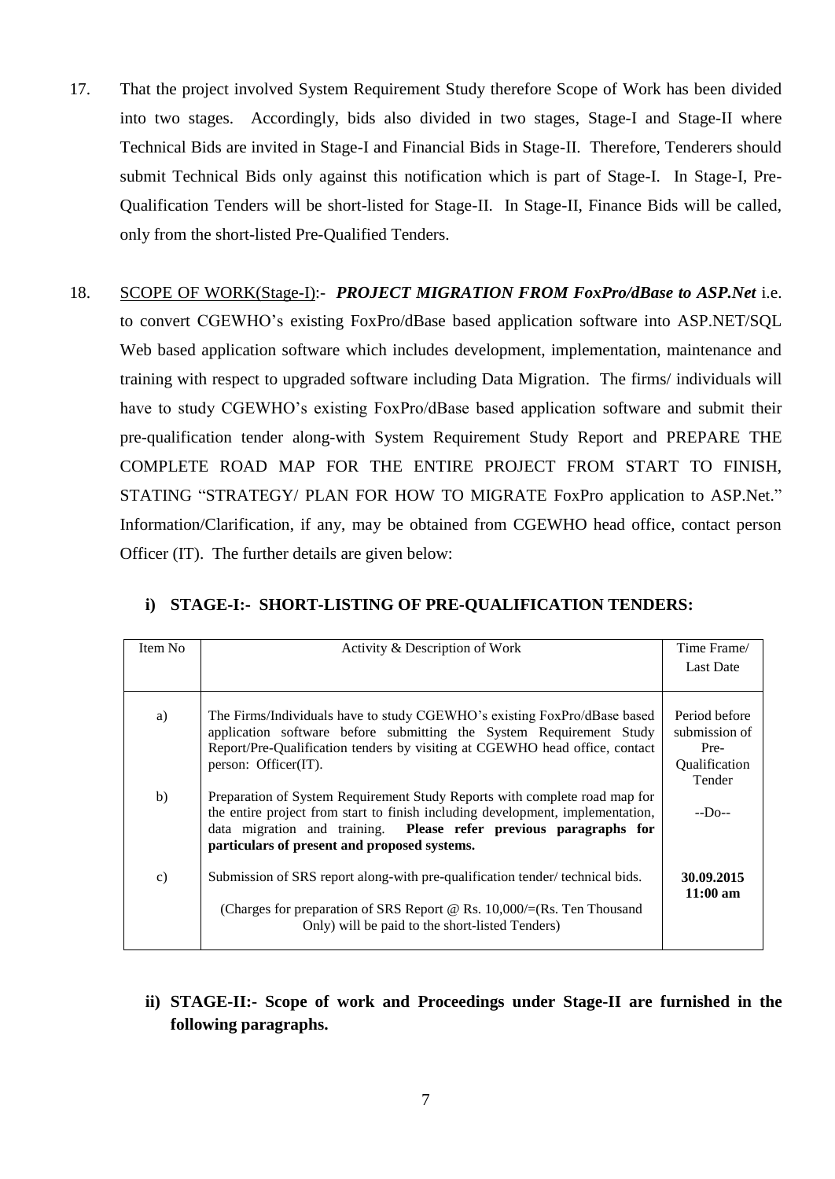17. That the project involved System Requirement Study therefore Scope of Work has been divided into two stages. Accordingly, bids also divided in two stages, Stage-I and Stage-II where Technical Bids are invited in Stage-I and Financial Bids in Stage-II. Therefore, Tenderers should submit Technical Bids only against this notification which is part of Stage-I. In Stage-I, Pre-Qualification Tenders will be short-listed for Stage-II. In Stage-II, Finance Bids will be called, only from the short-listed Pre-Qualified Tenders.

18. SCOPE OF WORK(Stage-I):- ***PROJECT MIGRATION FROM FoxPro/dBase to ASP.Net*** i.e. to convert CGEWHO's existing FoxPro/dBase based application software into ASP.NET/SQL Web based application software which includes development, implementation, maintenance and training with respect to upgraded software including Data Migration. The firms/ individuals will have to study CGEWHO's existing FoxPro/dBase based application software and submit their pre-qualification tender along-with System Requirement Study Report and PREPARE THE COMPLETE ROAD MAP FOR THE ENTIRE PROJECT FROM START TO FINISH, STATING "STRATEGY/ PLAN FOR HOW TO MIGRATE FoxPro application to ASP.Net." Information/Clarification, if any, may be obtained from CGEWHO head office, contact person Officer (IT). The further details are given below:

### i) STAGE-I:- SHORT-LISTING OF PRE-QUALIFICATION TENDERS:

| Item No | Activity & Description of Work | Time Frame/ Last Date |
|---|---|---|
| a) | The Firms/Individuals have to study CGEWHO's existing FoxPro/dBase based application software before submitting the System Requirement Study Report/Pre-Qualification tenders by visiting at CGEWHO head office, contact person: Officer(IT). | Period before submission of Pre-Qualification Tender |
| b) | Preparation of System Requirement Study Reports with complete road map for the entire project from start to finish including development, implementation, data migration and training. **Please refer previous paragraphs for particulars of present and proposed systems.** | --Do-- |
| c) | Submission of SRS report along-with pre-qualification tender/ technical bids.<br><br>(Charges for preparation of SRS Report @ Rs. 10,000/=(Rs. Ten Thousand Only) will be paid to the short-listed Tenders) | **30.09.2015 11:00 am** |

### ii) STAGE-II:- Scope of work and Proceedings under Stage-II are furnished in the following paragraphs.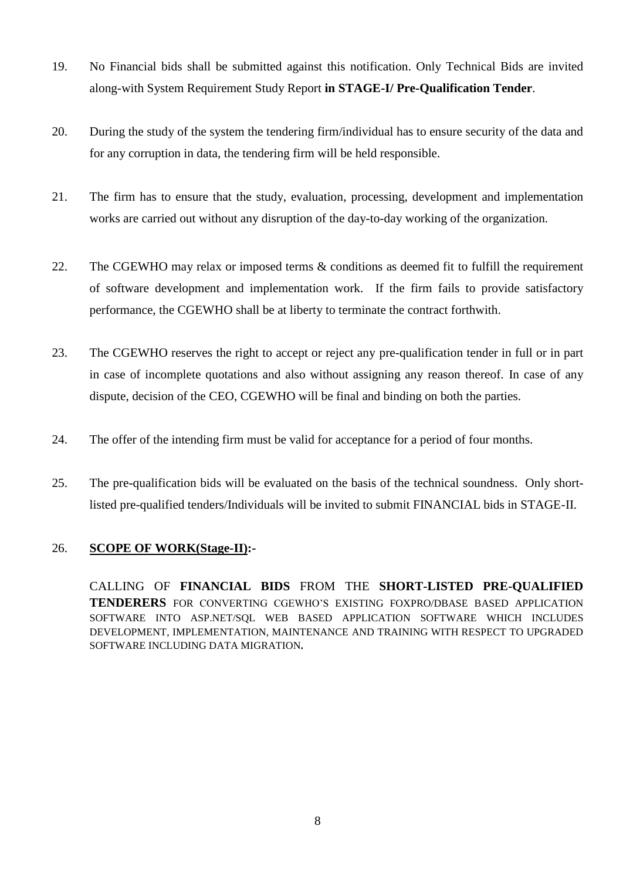19. No Financial bids shall be submitted against this notification. Only Technical Bids are invited along-with System Requirement Study Report **in STAGE-I/ Pre-Qualification Tender**.

20. During the study of the system the tendering firm/individual has to ensure security of the data and for any corruption in data, the tendering firm will be held responsible.

21. The firm has to ensure that the study, evaluation, processing, development and implementation works are carried out without any disruption of the day-to-day working of the organization.

22. The CGEWHO may relax or imposed terms & conditions as deemed fit to fulfill the requirement of software development and implementation work. If the firm fails to provide satisfactory performance, the CGEWHO shall be at liberty to terminate the contract forthwith.

23. The CGEWHO reserves the right to accept or reject any pre-qualification tender in full or in part in case of incomplete quotations and also without assigning any reason thereof. In case of any dispute, decision of the CEO, CGEWHO will be final and binding on both the parties.

24. The offer of the intending firm must be valid for acceptance for a period of four months.

25. The pre-qualification bids will be evaluated on the basis of the technical soundness. Only short-listed pre-qualified tenders/Individuals will be invited to submit FINANCIAL bids in STAGE-II.

26. **<u>SCOPE OF WORK(Stage-II)</u>:-**

CALLING OF **FINANCIAL BIDS** FROM THE **SHORT-LISTED PRE-QUALIFIED TENDERERS** FOR CONVERTING CGEWHO'S EXISTING FOXPRO/DBASE BASED APPLICATION SOFTWARE INTO ASP.NET/SQL WEB BASED APPLICATION SOFTWARE WHICH INCLUDES DEVELOPMENT, IMPLEMENTATION, MAINTENANCE AND TRAINING WITH RESPECT TO UPGRADED SOFTWARE INCLUDING DATA MIGRATION**.**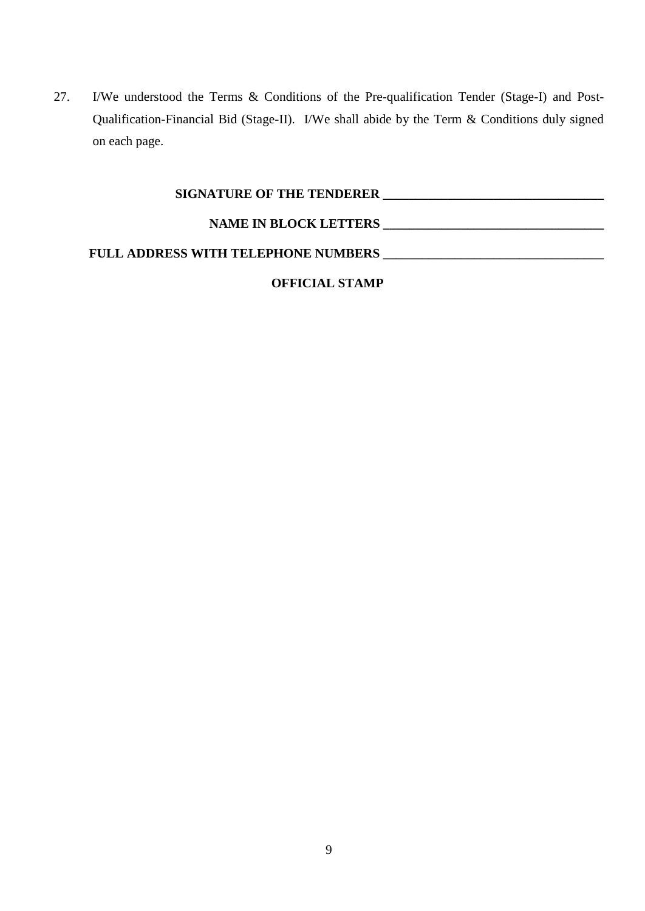27. I/We understood the Terms & Conditions of the Pre-qualification Tender (Stage-I) and Post-Qualification-Financial Bid (Stage-II). I/We shall abide by the Term & Conditions duly signed on each page.

**SIGNATURE OF THE TENDERER \_\_\_\_\_\_\_\_\_\_\_\_\_\_\_\_\_\_\_\_\_\_\_\_\_\_\_\_\_\_\_\_\_\_**

**NAME IN BLOCK LETTERS \_\_\_\_\_\_\_\_\_\_\_\_\_\_\_\_\_\_\_\_\_\_\_\_\_\_\_\_\_\_\_\_\_\_**

**FULL ADDRESS WITH TELEPHONE NUMBERS \_\_\_\_\_\_\_\_\_\_\_\_\_\_\_\_\_\_\_\_\_\_\_\_\_\_\_\_\_\_\_\_\_\_**

**OFFICIAL STAMP**